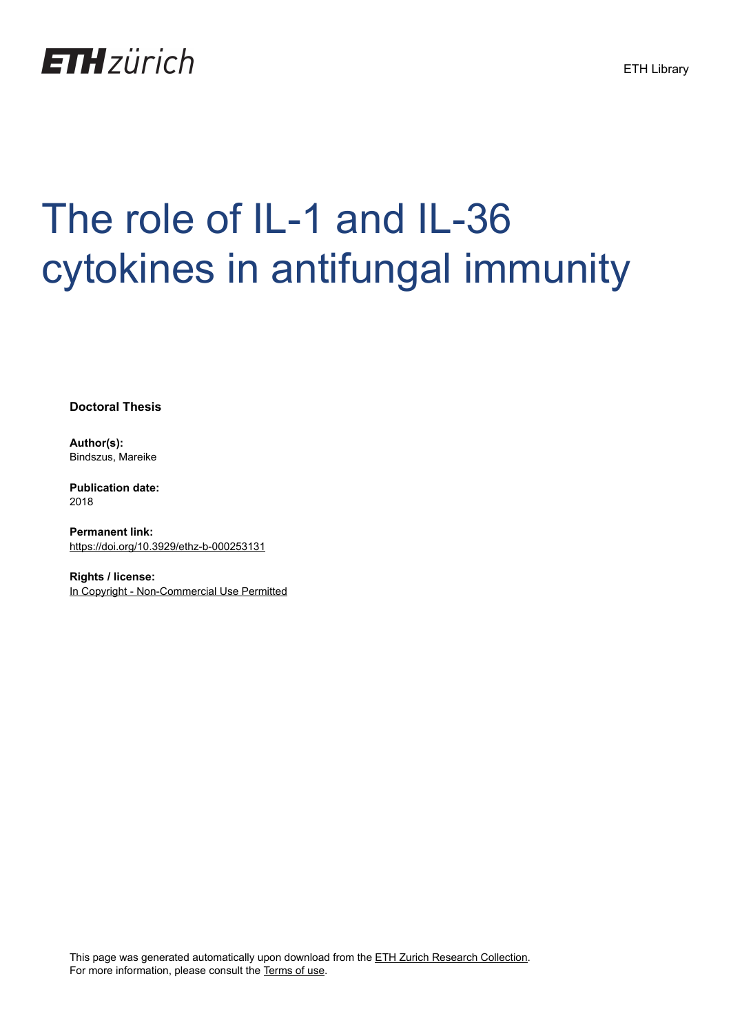ETH zürich

ETH Library

# The role of IL-1 and IL-36 cytokines in antifungal immunity

**Doctoral Thesis**

**Author(s):**
Bindszus, Mareike

**Publication date:**
2018

**Permanent link:**
https://doi.org/10.3929/ethz-b-000253131

**Rights / license:**
In Copyright - Non-Commercial Use Permitted

This page was generated automatically upon download from the ETH Zurich Research Collection.
For more information, please consult the Terms of use.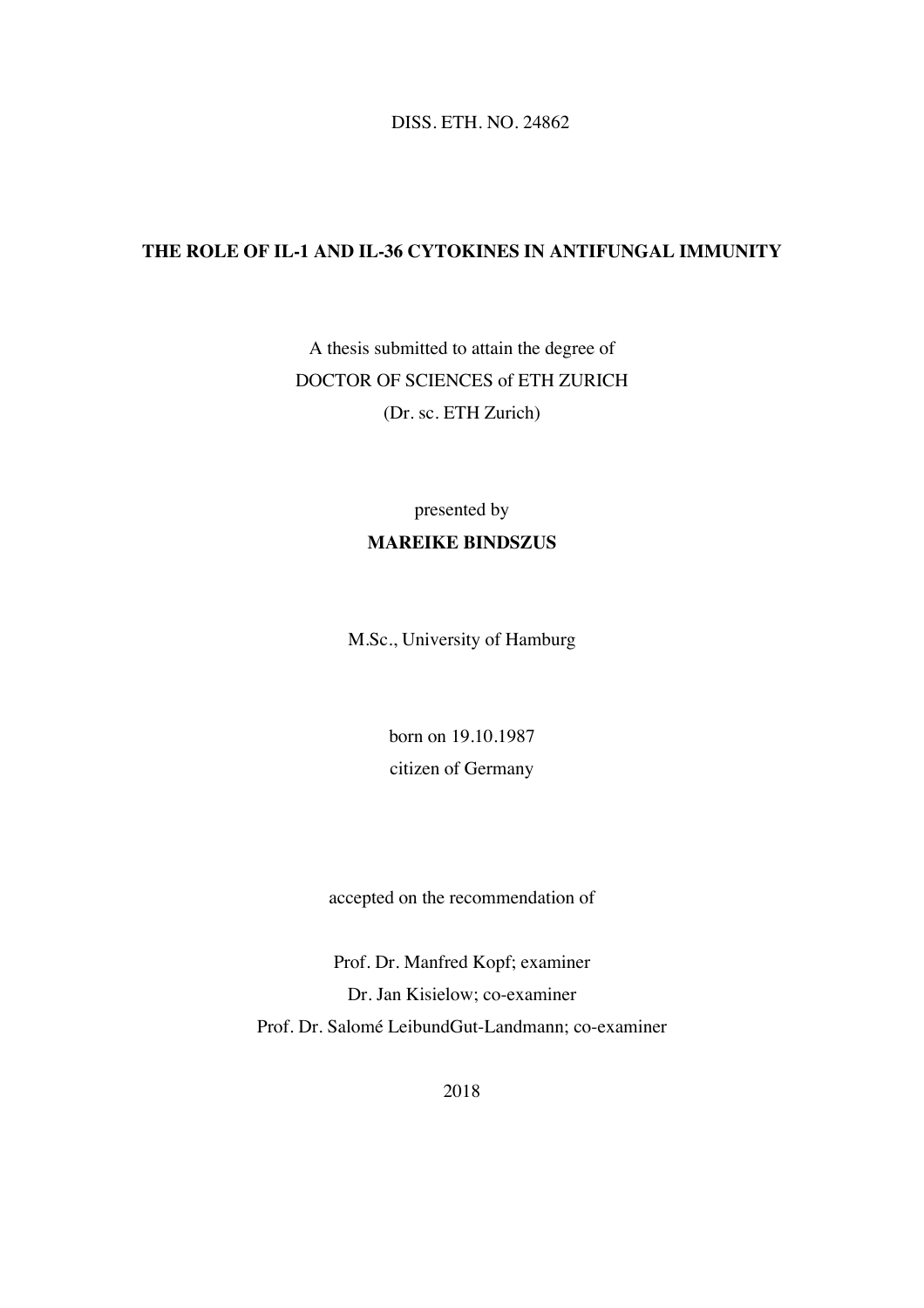DISS. ETH. NO. 24862

# THE ROLE OF IL-1 AND IL-36 CYTOKINES IN ANTIFUNGAL IMMUNITY

A thesis submitted to attain the degree of
DOCTOR OF SCIENCES of ETH ZURICH
(Dr. sc. ETH Zurich)

presented by

**MAREIKE BINDSZUS**

M.Sc., University of Hamburg

born on 19.10.1987
citizen of Germany

accepted on the recommendation of

Prof. Dr. Manfred Kopf; examiner
Dr. Jan Kisielow; co-examiner
Prof. Dr. Salomé LeibundGut-Landmann; co-examiner

2018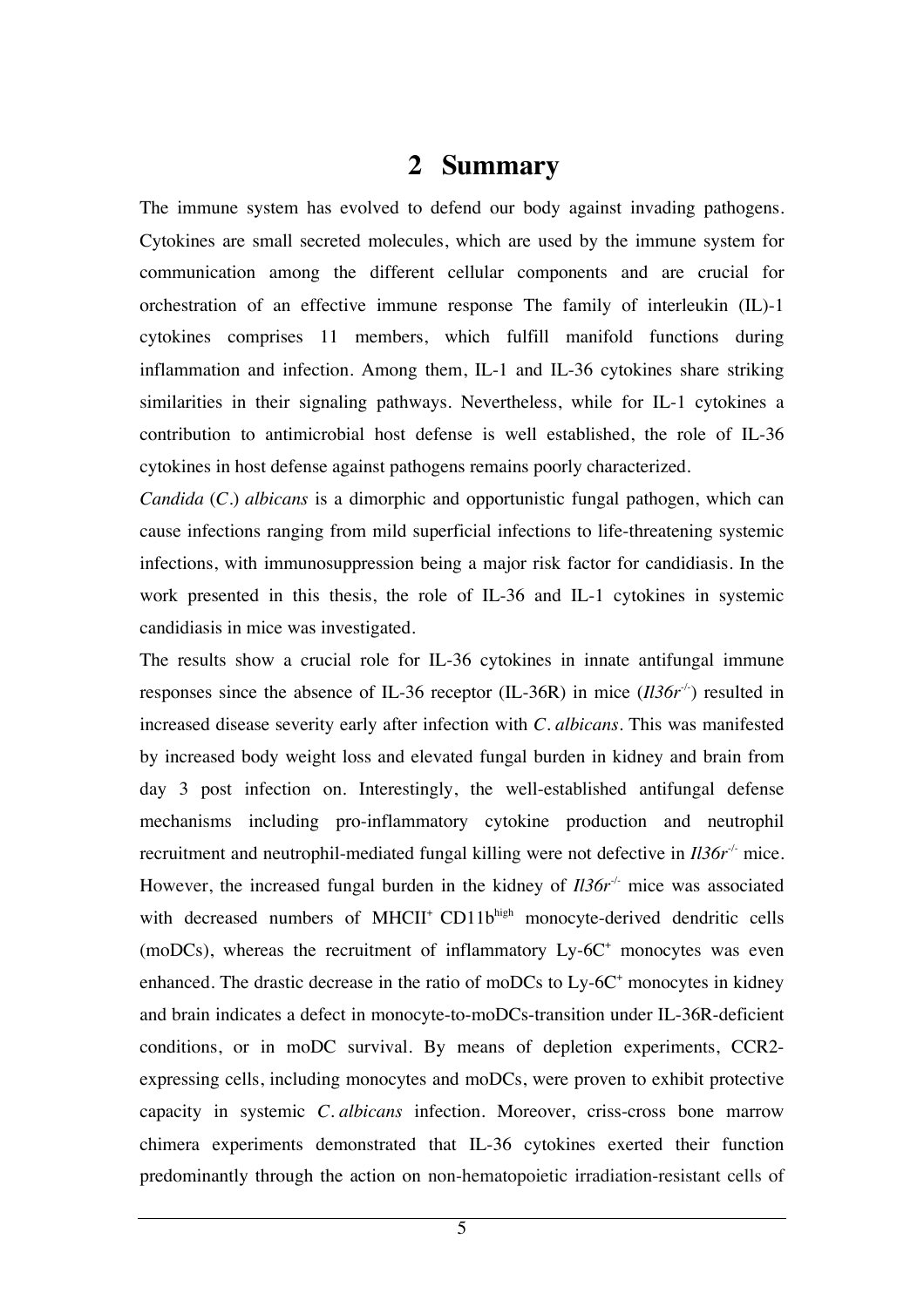# 2 Summary

The immune system has evolved to defend our body against invading pathogens. Cytokines are small secreted molecules, which are used by the immune system for communication among the different cellular components and are crucial for orchestration of an effective immune response The family of interleukin (IL)-1 cytokines comprises 11 members, which fulfill manifold functions during inflammation and infection. Among them, IL-1 and IL-36 cytokines share striking similarities in their signaling pathways. Nevertheless, while for IL-1 cytokines a contribution to antimicrobial host defense is well established, the role of IL-36 cytokines in host defense against pathogens remains poorly characterized.

*Candida* (*C.*) *albicans* is a dimorphic and opportunistic fungal pathogen, which can cause infections ranging from mild superficial infections to life-threatening systemic infections, with immunosuppression being a major risk factor for candidiasis. In the work presented in this thesis, the role of IL-36 and IL-1 cytokines in systemic candidiasis in mice was investigated.

The results show a crucial role for IL-36 cytokines in innate antifungal immune responses since the absence of IL-36 receptor (IL-36R) in mice (*Il36r*$^{-/-}$) resulted in increased disease severity early after infection with *C. albicans*. This was manifested by increased body weight loss and elevated fungal burden in kidney and brain from day 3 post infection on. Interestingly, the well-established antifungal defense mechanisms including pro-inflammatory cytokine production and neutrophil recruitment and neutrophil-mediated fungal killing were not defective in *Il36r*$^{-/-}$ mice. However, the increased fungal burden in the kidney of *Il36r*$^{-/-}$ mice was associated with decreased numbers of MHCII$^{+}$ CD11b$^{high}$ monocyte-derived dendritic cells (moDCs), whereas the recruitment of inflammatory Ly-6C$^{+}$ monocytes was even enhanced. The drastic decrease in the ratio of moDCs to Ly-6C$^{+}$ monocytes in kidney and brain indicates a defect in monocyte-to-moDCs-transition under IL-36R-deficient conditions, or in moDC survival. By means of depletion experiments, CCR2-expressing cells, including monocytes and moDCs, were proven to exhibit protective capacity in systemic *C. albicans* infection. Moreover, criss-cross bone marrow chimera experiments demonstrated that IL-36 cytokines exerted their function predominantly through the action on non-hematopoietic irradiation-resistant cells of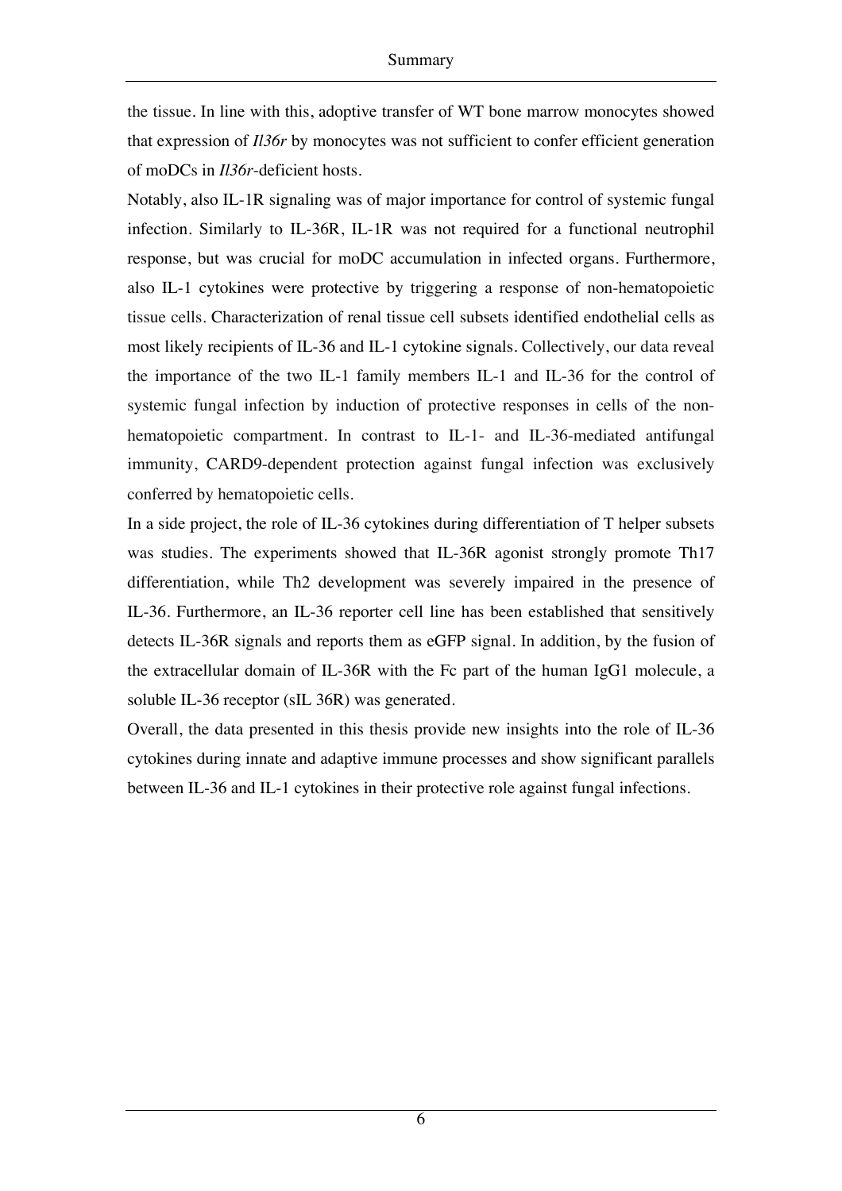the tissue. In line with this, adoptive transfer of WT bone marrow monocytes showed that expression of *Il36r* by monocytes was not sufficient to confer efficient generation of moDCs in *Il36r*-deficient hosts.

Notably, also IL-1R signaling was of major importance for control of systemic fungal infection. Similarly to IL-36R, IL-1R was not required for a functional neutrophil response, but was crucial for moDC accumulation in infected organs. Furthermore, also IL-1 cytokines were protective by triggering a response of non-hematopoietic tissue cells. Characterization of renal tissue cell subsets identified endothelial cells as most likely recipients of IL-36 and IL-1 cytokine signals. Collectively, our data reveal the importance of the two IL-1 family members IL-1 and IL-36 for the control of systemic fungal infection by induction of protective responses in cells of the non-hematopoietic compartment. In contrast to IL-1- and IL-36-mediated antifungal immunity, CARD9-dependent protection against fungal infection was exclusively conferred by hematopoietic cells.

In a side project, the role of IL-36 cytokines during differentiation of T helper subsets was studies. The experiments showed that IL-36R agonist strongly promote Th17 differentiation, while Th2 development was severely impaired in the presence of IL-36. Furthermore, an IL-36 reporter cell line has been established that sensitively detects IL-36R signals and reports them as eGFP signal. In addition, by the fusion of the extracellular domain of IL-36R with the Fc part of the human IgG1 molecule, a soluble IL-36 receptor (sIL 36R) was generated.

Overall, the data presented in this thesis provide new insights into the role of IL-36 cytokines during innate and adaptive immune processes and show significant parallels between IL-36 and IL-1 cytokines in their protective role against fungal infections.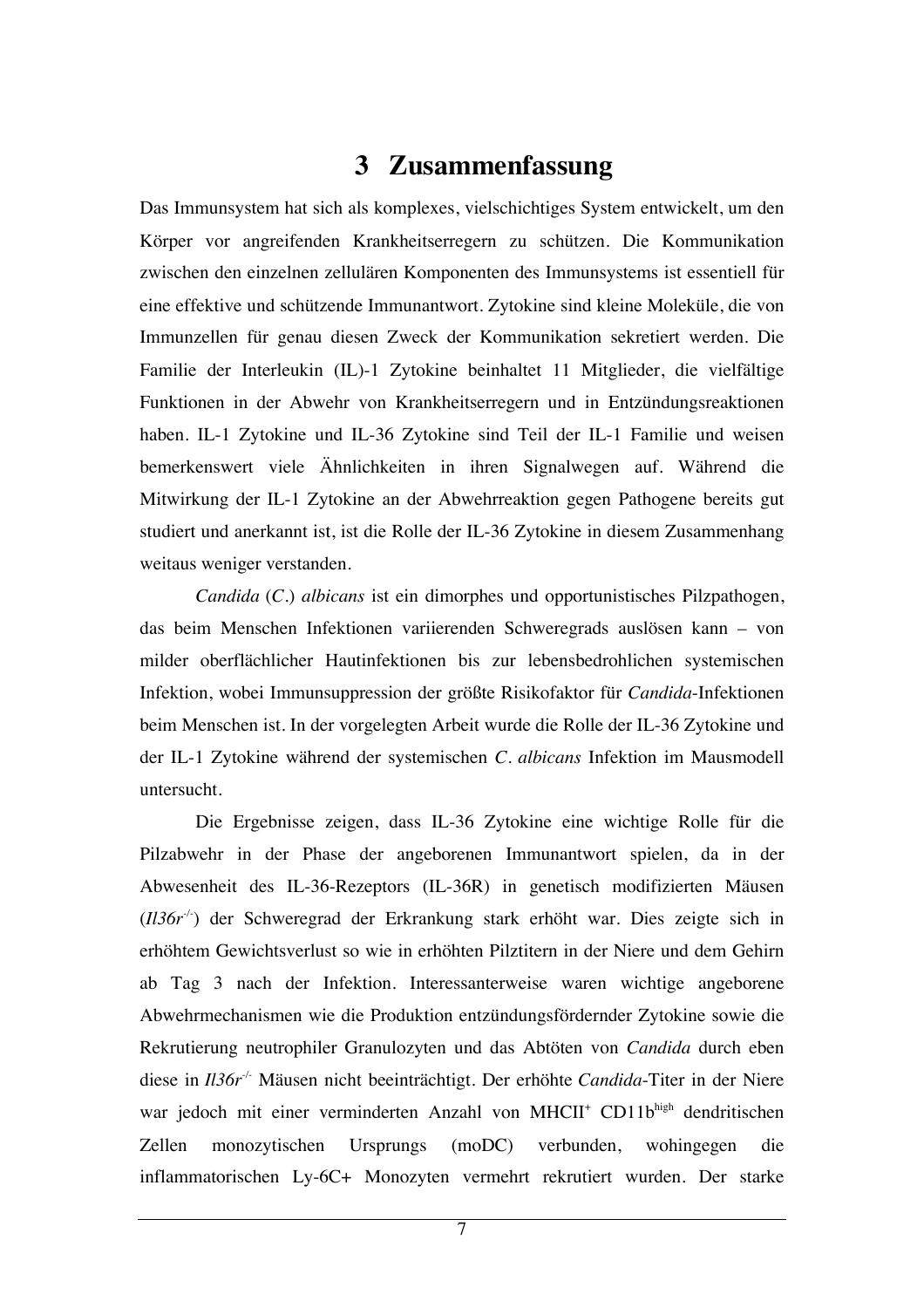# 3 Zusammenfassung

Das Immunsystem hat sich als komplexes, vielschichtiges System entwickelt, um den Körper vor angreifenden Krankheitserregern zu schützen. Die Kommunikation zwischen den einzelnen zellulären Komponenten des Immunsystems ist essentiell für eine effektive und schützende Immunantwort. Zytokine sind kleine Moleküle, die von Immunzellen für genau diesen Zweck der Kommunikation sekretiert werden. Die Familie der Interleukin (IL)-1 Zytokine beinhaltet 11 Mitglieder, die vielfältige Funktionen in der Abwehr von Krankheitserregern und in Entzündungsreaktionen haben. IL-1 Zytokine und IL-36 Zytokine sind Teil der IL-1 Familie und weisen bemerkenswert viele Ähnlichkeiten in ihren Signalwegen auf. Während die Mitwirkung der IL-1 Zytokine an der Abwehrreaktion gegen Pathogene bereits gut studiert und anerkannt ist, ist die Rolle der IL-36 Zytokine in diesem Zusammenhang weitaus weniger verstanden.

*Candida* (*C.*) *albicans* ist ein dimorphes und opportunistisches Pilzpathogen, das beim Menschen Infektionen variierenden Schweregrads auslösen kann – von milder oberflächlicher Hautinfektionen bis zur lebensbedrohlichen systemischen Infektion, wobei Immunsuppression der größte Risikofaktor für *Candida*-Infektionen beim Menschen ist. In der vorgelegten Arbeit wurde die Rolle der IL-36 Zytokine und der IL-1 Zytokine während der systemischen *C. albicans* Infektion im Mausmodell untersucht.

Die Ergebnisse zeigen, dass IL-36 Zytokine eine wichtige Rolle für die Pilzabwehr in der Phase der angeborenen Immunantwort spielen, da in der Abwesenheit des IL-36-Rezeptors (IL-36R) in genetisch modifizierten Mäusen (*Il36r*$^{-/-}$) der Schweregrad der Erkrankung stark erhöht war. Dies zeigte sich in erhöhtem Gewichtsverlust so wie in erhöhten Pilztitern in der Niere und dem Gehirn ab Tag 3 nach der Infektion. Interessanterweise waren wichtige angeborene Abwehrmechanismen wie die Produktion entzündungsfördernder Zytokine sowie die Rekrutierung neutrophiler Granulozyten und das Abtöten von *Candida* durch eben diese in *Il36r*$^{-/-}$ Mäusen nicht beeinträchtigt. Der erhöhte *Candida*-Titer in der Niere war jedoch mit einer verminderten Anzahl von MHCII$^{+}$ CD11b$^{high}$ dendritischen Zellen monozytischen Ursprungs (moDC) verbunden, wohingegen die inflammatorischen Ly-6C+ Monozyten vermehrt rekrutiert wurden. Der starke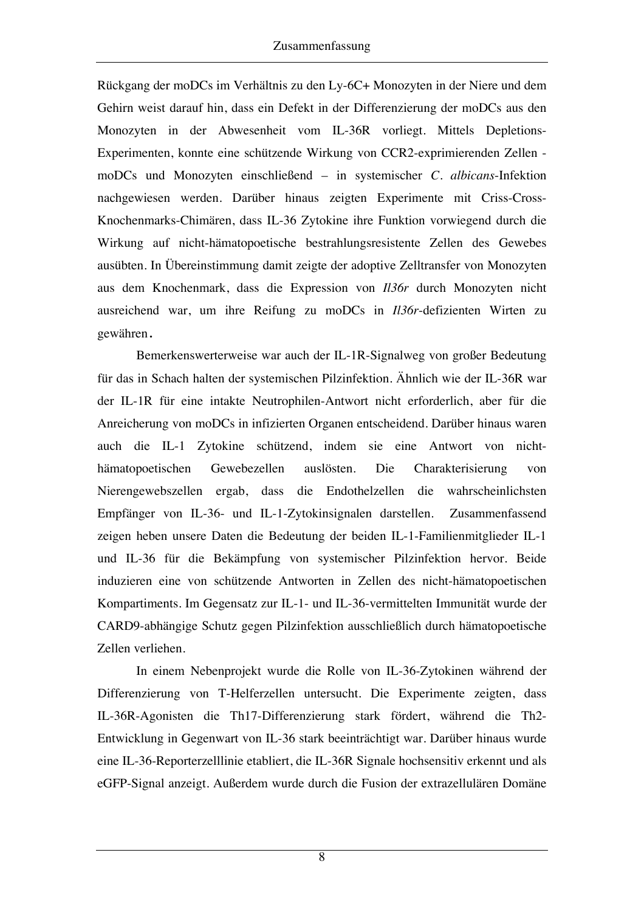Rückgang der moDCs im Verhältnis zu den Ly-6C+ Monozyten in der Niere und dem Gehirn weist darauf hin, dass ein Defekt in der Differenzierung der moDCs aus den Monozyten in der Abwesenheit vom IL-36R vorliegt. Mittels Depletions-Experimenten, konnte eine schützende Wirkung von CCR2-exprimierenden Zellen - moDCs und Monozyten einschließend – in systemischer *C. albicans*-Infektion nachgewiesen werden. Darüber hinaus zeigten Experimente mit Criss-Cross-Knochenmarks-Chimären, dass IL-36 Zytokine ihre Funktion vorwiegend durch die Wirkung auf nicht-hämatopoetische bestrahlungsresistente Zellen des Gewebes ausübten. In Übereinstimmung damit zeigte der adoptive Zelltransfer von Monozyten aus dem Knochenmark, dass die Expression von *Il36r* durch Monozyten nicht ausreichend war, um ihre Reifung zu moDCs in *Il36r*-defizienten Wirten zu gewähren.

Bemerkenswerterweise war auch der IL-1R-Signalweg von großer Bedeutung für das in Schach halten der systemischen Pilzinfektion. Ähnlich wie der IL-36R war der IL-1R für eine intakte Neutrophilen-Antwort nicht erforderlich, aber für die Anreicherung von moDCs in infizierten Organen entscheidend. Darüber hinaus waren auch die IL-1 Zytokine schützend, indem sie eine Antwort von nicht-hämatopoetischen Gewebezellen auslösten. Die Charakterisierung von Nierengewebszellen ergab, dass die Endothelzellen die wahrscheinlichsten Empfänger von IL-36- und IL-1-Zytokinsignalen darstellen. Zusammenfassend zeigen heben unsere Daten die Bedeutung der beiden IL-1-Familienmitglieder IL-1 und IL-36 für die Bekämpfung von systemischer Pilzinfektion hervor. Beide induzieren eine von schützende Antworten in Zellen des nicht-hämatopoetischen Kompartiments. Im Gegensatz zur IL-1- und IL-36-vermittelten Immunität wurde der CARD9-abhängige Schutz gegen Pilzinfektion ausschließlich durch hämatopoetische Zellen verliehen.

In einem Nebenprojekt wurde die Rolle von IL-36-Zytokinen während der Differenzierung von T-Helferzellen untersucht. Die Experimente zeigten, dass IL-36R-Agonisten die Th17-Differenzierung stark fördert, während die Th2-Entwicklung in Gegenwart von IL-36 stark beeinträchtigt war. Darüber hinaus wurde eine IL-36-Reporterzelllinie etabliert, die IL-36R Signale hochsensitiv erkennt und als eGFP-Signal anzeigt. Außerdem wurde durch die Fusion der extrazellulären Domäne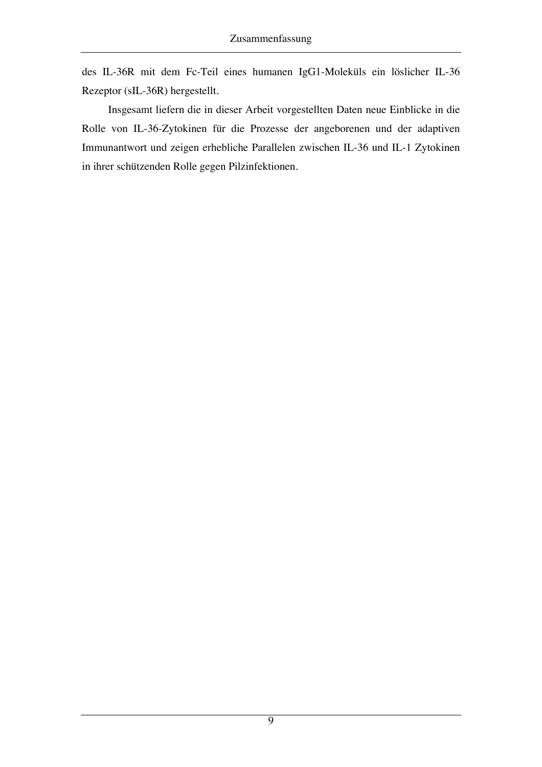des IL-36R mit dem Fc-Teil eines humanen IgG1-Moleküls ein löslicher IL-36 Rezeptor (sIL-36R) hergestellt.

Insgesamt liefern die in dieser Arbeit vorgestellten Daten neue Einblicke in die Rolle von IL-36-Zytokinen für die Prozesse der angeborenen und der adaptiven Immunantwort und zeigen erhebliche Parallelen zwischen IL-36 und IL-1 Zytokinen in ihrer schützenden Rolle gegen Pilzinfektionen.